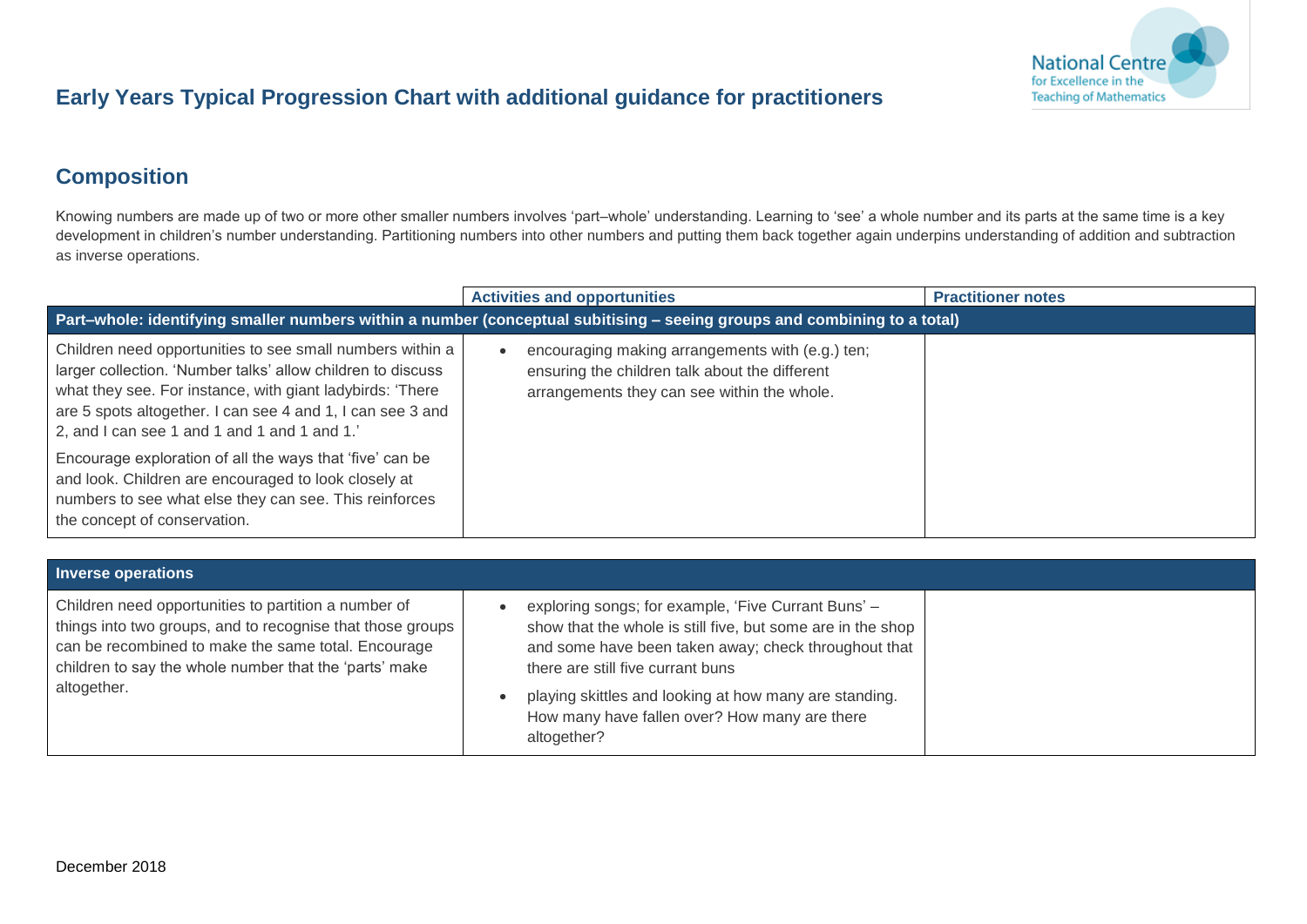# Early Years Typical Progression Chart with additional guidance for practitioners

## Composition

Knowing numbers are made up of two or more other smaller numbers involves 'part–whole' understanding. Learning to 'see' a whole number and its parts at the same time is a key development in children's number understanding. Partitioning numbers into other numbers and putting them back together again underpins understanding of addition and subtraction as inverse operations.

| | Activities and opportunities | Practitioner notes |
|---|---|---|
| **Part–whole: identifying smaller numbers within a number (conceptual subitising – seeing groups and combining to a total)** | | |
| Children need opportunities to see small numbers within a larger collection. 'Number talks' allow children to discuss what they see. For instance, with giant ladybirds: 'There are 5 spots altogether. I can see 4 and 1, I can see 3 and 2, and I can see 1 and 1 and 1 and 1.'<br><br>Encourage exploration of all the ways that 'five' can be and look. Children are encouraged to look closely at numbers to see what else they can see. This reinforces the concept of conservation. | • encouraging making arrangements with (e.g.) ten; ensuring the children talk about the different arrangements they can see within the whole. | |

| **Inverse operations** | | |
|---|---|---|
| Children need opportunities to partition a number of things into two groups, and to recognise that those groups can be recombined to make the same total. Encourage children to say the whole number that the 'parts' make altogether. | • exploring songs; for example, 'Five Currant Buns' – show that the whole is still five, but some are in the shop and some have been taken away; check throughout that there are still five currant buns<br><br>• playing skittles and looking at how many are standing. How many have fallen over? How many are there altogether? | |

December 2018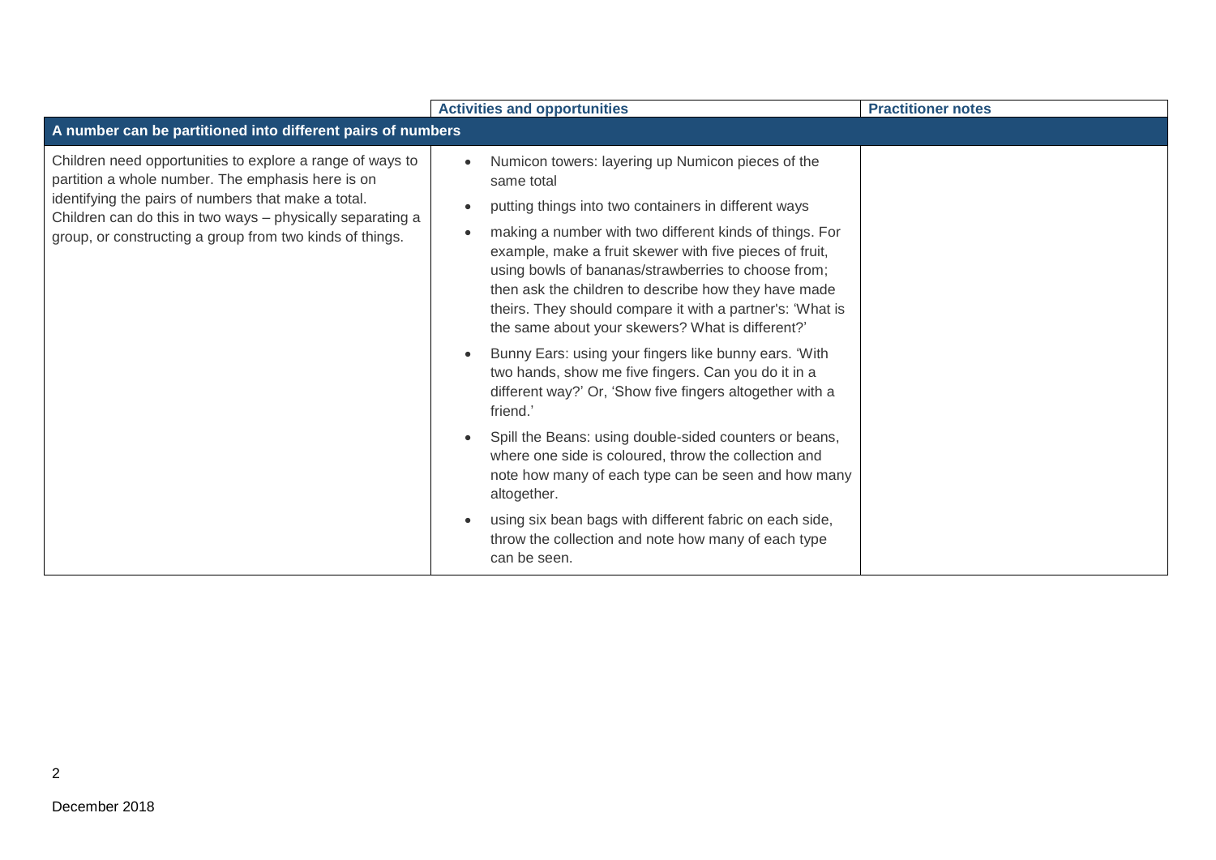| | Activities and opportunities | Practitioner notes |
|---|---|---|
| **A number can be partitioned into different pairs of numbers** | | |
| Children need opportunities to explore a range of ways to partition a whole number. The emphasis here is on identifying the pairs of numbers that make a total. Children can do this in two ways – physically separating a group, or constructing a group from two kinds of things. | • Numicon towers: layering up Numicon pieces of the same total<br>• putting things into two containers in different ways<br>• making a number with two different kinds of things. For example, make a fruit skewer with five pieces of fruit, using bowls of bananas/strawberries to choose from; then ask the children to describe how they have made theirs. They should compare it with a partner's: 'What is the same about your skewers? What is different?'<br>• Bunny Ears: using your fingers like bunny ears. 'With two hands, show me five fingers. Can you do it in a different way?' Or, 'Show five fingers altogether with a friend.'<br>• Spill the Beans: using double-sided counters or beans, where one side is coloured, throw the collection and note how many of each type can be seen and how many altogether.<br>• using six bean bags with different fabric on each side, throw the collection and note how many of each type can be seen. | |

December 2018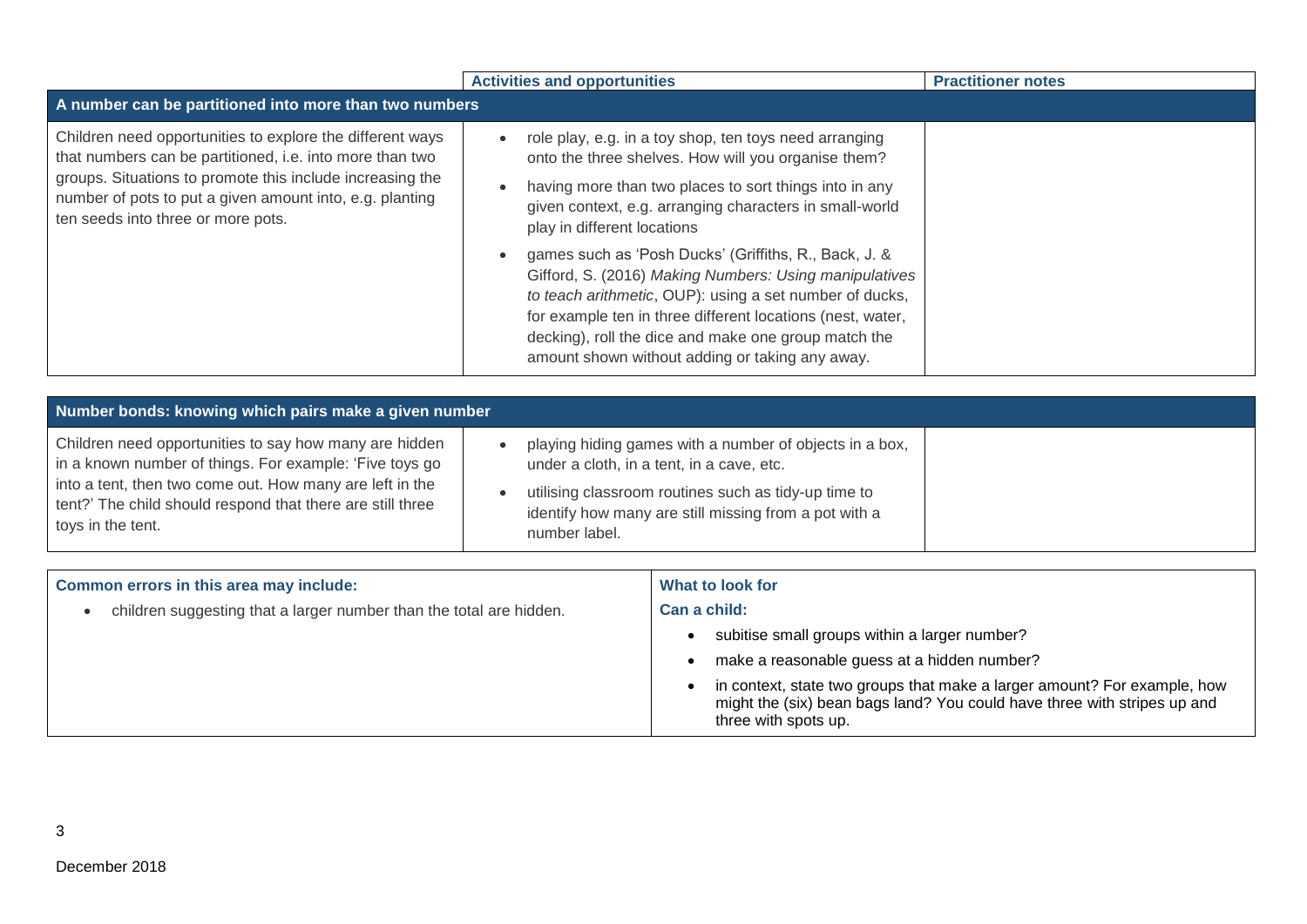| | Activities and opportunities | Practitioner notes |
|---|---|---|
| **A number can be partitioned into more than two numbers** | | |
| Children need opportunities to explore the different ways that numbers can be partitioned, i.e. into more than two groups. Situations to promote this include increasing the number of pots to put a given amount into, e.g. planting ten seeds into three or more pots. | • role play, e.g. in a toy shop, ten toys need arranging onto the three shelves. How will you organise them?<br>• having more than two places to sort things into in any given context, e.g. arranging characters in small-world play in different locations<br>• games such as 'Posh Ducks' (Griffiths, R., Back, J. & Gifford, S. (2016) *Making Numbers: Using manipulatives to teach arithmetic*, OUP): using a set number of ducks, for example ten in three different locations (nest, water, decking), roll the dice and make one group match the amount shown without adding or taking any away. | |

| **Number bonds: knowing which pairs make a given number** | | |
|---|---|---|
| Children need opportunities to say how many are hidden in a known number of things. For example: 'Five toys go into a tent, then two come out. How many are left in the tent?' The child should respond that there are still three toys in the tent. | • playing hiding games with a number of objects in a box, under a cloth, in a tent, in a cave, etc.<br>• utilising classroom routines such as tidy-up time to identify how many are still missing from a pot with a number label. | |

| **Common errors in this area may include:** | **What to look for** |
|---|---|
| • children suggesting that a larger number than the total are hidden. | **Can a child:**<br>• subitise small groups within a larger number?<br>• make a reasonable guess at a hidden number?<br>• in context, state two groups that make a larger amount? For example, how might the (six) bean bags land? You could have three with stripes up and three with spots up. |

December 2018